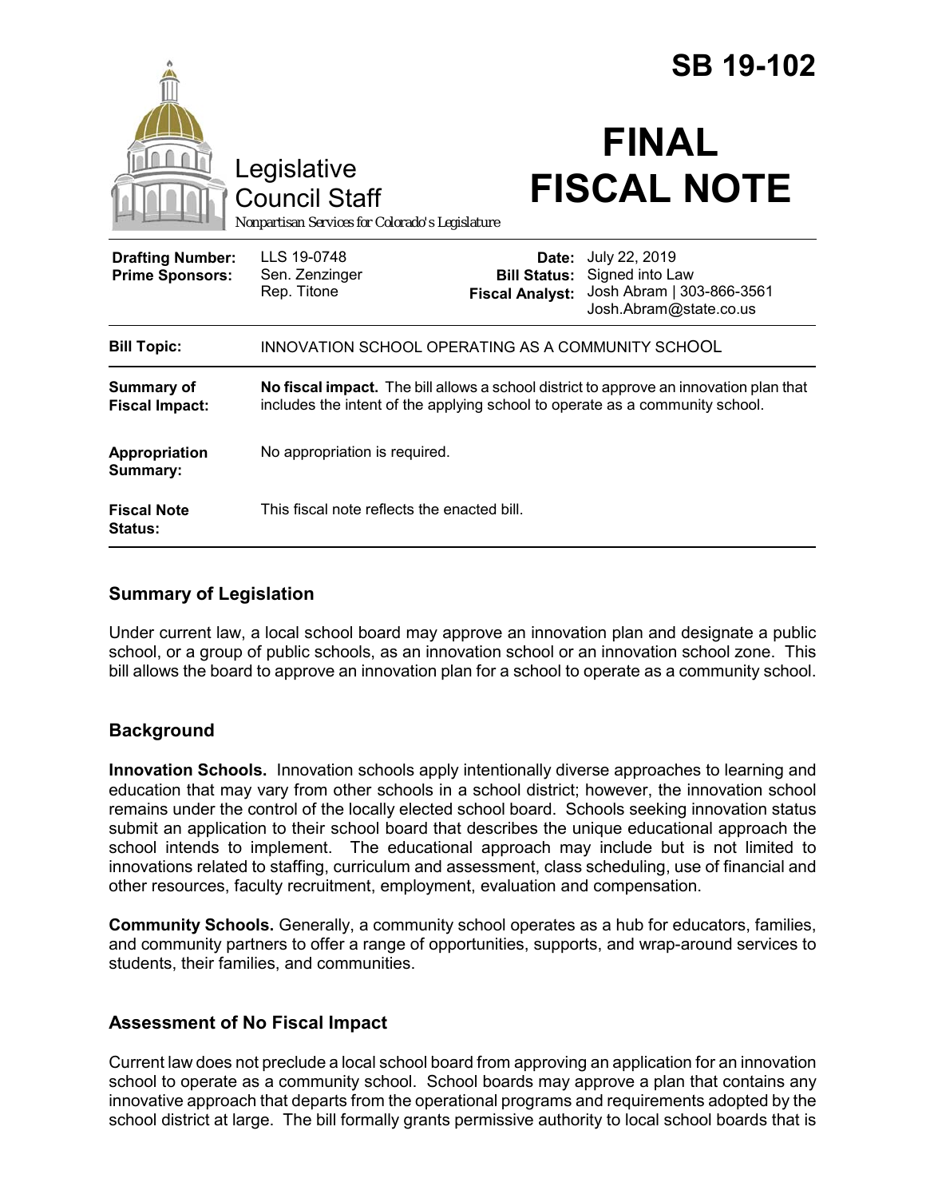# SB 19-102

Legislative Council Staff

*Nonpartisan Services for Colorado's Legislature*

# FINAL FISCAL NOTE

| | | | |
|---|---|---|---|
| **Drafting Number:** | LLS 19-0748 | **Date:** | July 22, 2019 |
| **Prime Sponsors:** | Sen. Zenzinger<br>Rep. Titone | **Bill Status:** | Signed into Law |
| | | **Fiscal Analyst:** | Josh Abram \| 303-866-3561<br>Josh.Abram@state.co.us |

| | |
|---|---|
| **Bill Topic:** | INNOVATION SCHOOL OPERATING AS A COMMUNITY SCHOOL |
| **Summary of Fiscal Impact:** | **No fiscal impact.** The bill allows a school district to approve an innovation plan that includes the intent of the applying school to operate as a community school. |
| **Appropriation Summary:** | No appropriation is required. |
| **Fiscal Note Status:** | This fiscal note reflects the enacted bill. |

## Summary of Legislation

Under current law, a local school board may approve an innovation plan and designate a public school, or a group of public schools, as an innovation school or an innovation school zone. This bill allows the board to approve an innovation plan for a school to operate as a community school.

## Background

**Innovation Schools.** Innovation schools apply intentionally diverse approaches to learning and education that may vary from other schools in a school district; however, the innovation school remains under the control of the locally elected school board. Schools seeking innovation status submit an application to their school board that describes the unique educational approach the school intends to implement. The educational approach may include but is not limited to innovations related to staffing, curriculum and assessment, class scheduling, use of financial and other resources, faculty recruitment, employment, evaluation and compensation.

**Community Schools.** Generally, a community school operates as a hub for educators, families, and community partners to offer a range of opportunities, supports, and wrap-around services to students, their families, and communities.

## Assessment of No Fiscal Impact

Current law does not preclude a local school board from approving an application for an innovation school to operate as a community school. School boards may approve a plan that contains any innovative approach that departs from the operational programs and requirements adopted by the school district at large. The bill formally grants permissive authority to local school boards that is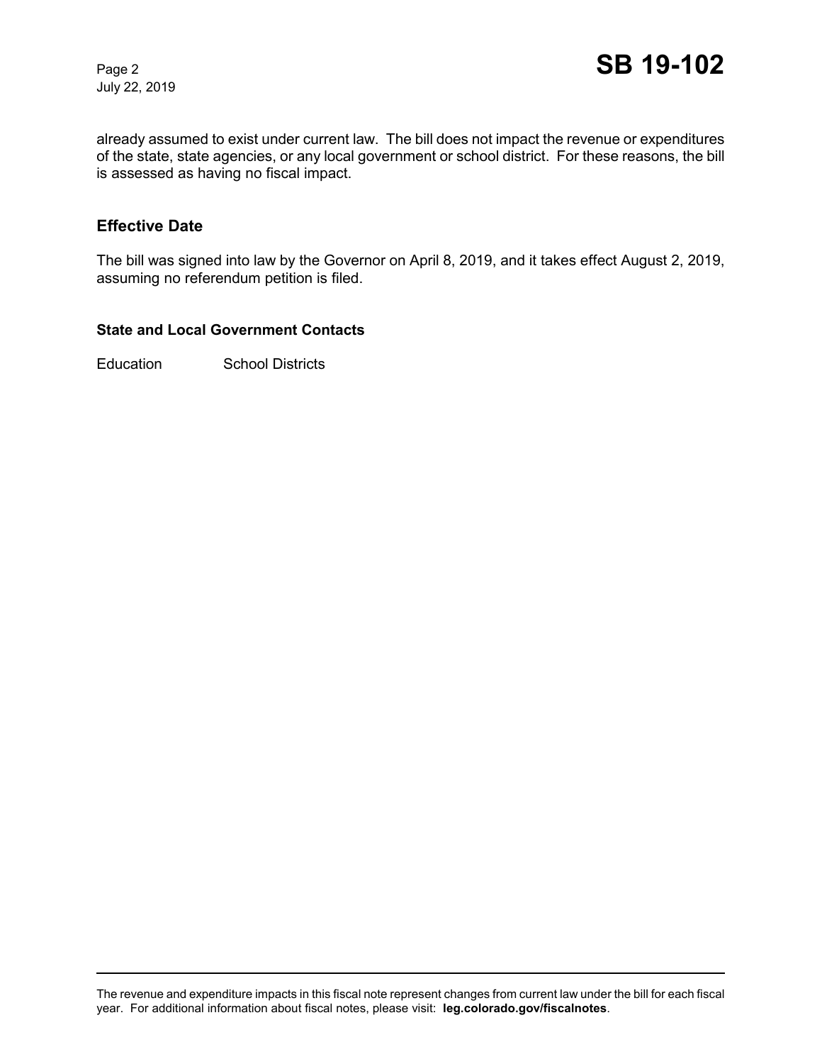already assumed to exist under current law. The bill does not impact the revenue or expenditures of the state, state agencies, or any local government or school district. For these reasons, the bill is assessed as having no fiscal impact.

## Effective Date

The bill was signed into law by the Governor on April 8, 2019, and it takes effect August 2, 2019, assuming no referendum petition is filed.

### State and Local Government Contacts

Education School Districts

The revenue and expenditure impacts in this fiscal note represent changes from current law under the bill for each fiscal year. For additional information about fiscal notes, please visit: **leg.colorado.gov/fiscalnotes**.